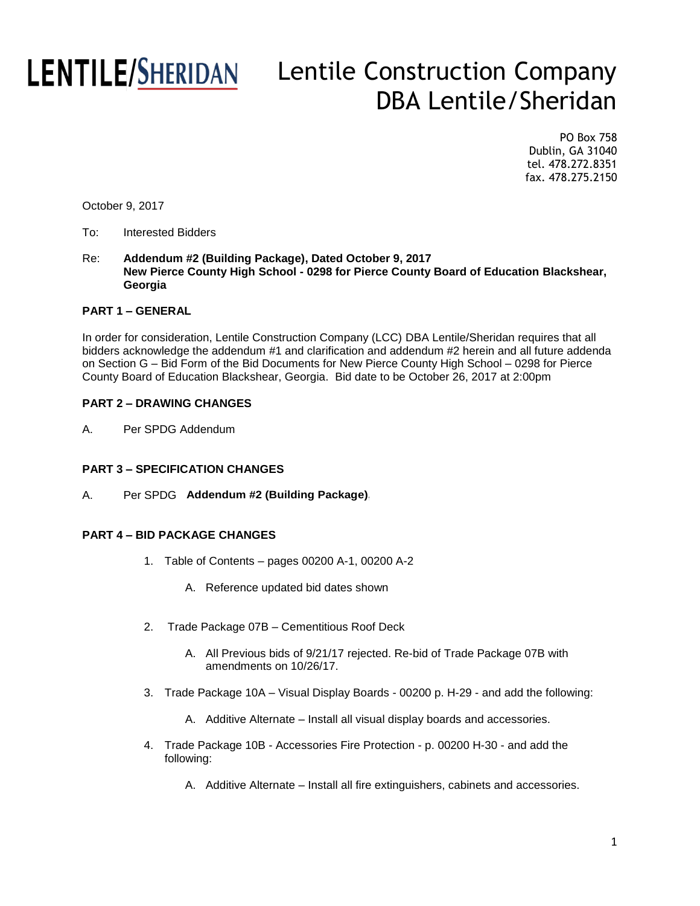LENTILE/SHERIDAN

# Lentile Construction Company
# DBA Lentile/Sheridan

PO Box 758
Dublin, GA 31040
tel. 478.272.8351
fax. 478.275.2150

October 9, 2017

To: Interested Bidders

Re: **Addendum #2 (Building Package), Dated October 9, 2017**
**New Pierce County High School - 0298 for Pierce County Board of Education Blackshear, Georgia**

### PART 1 – GENERAL

In order for consideration, Lentile Construction Company (LCC) DBA Lentile/Sheridan requires that all bidders acknowledge the addendum #1 and clarification and addendum #2 herein and all future addenda on Section G – Bid Form of the Bid Documents for New Pierce County High School – 0298 for Pierce County Board of Education Blackshear, Georgia. Bid date to be October 26, 2017 at 2:00pm

### PART 2 – DRAWING CHANGES

A. Per SPDG Addendum

### PART 3 – SPECIFICATION CHANGES

A. Per SPDG **Addendum #2 (Building Package)**.

### PART 4 – BID PACKAGE CHANGES

1. Table of Contents – pages 00200 A-1, 00200 A-2
   - A. Reference updated bid dates shown
2. Trade Package 07B – Cementitious Roof Deck
   - A. All Previous bids of 9/21/17 rejected. Re-bid of Trade Package 07B with amendments on 10/26/17.
3. Trade Package 10A – Visual Display Boards - 00200 p. H-29 - and add the following:
   - A. Additive Alternate – Install all visual display boards and accessories.
4. Trade Package 10B - Accessories Fire Protection - p. 00200 H-30 - and add the following:
   - A. Additive Alternate – Install all fire extinguishers, cabinets and accessories.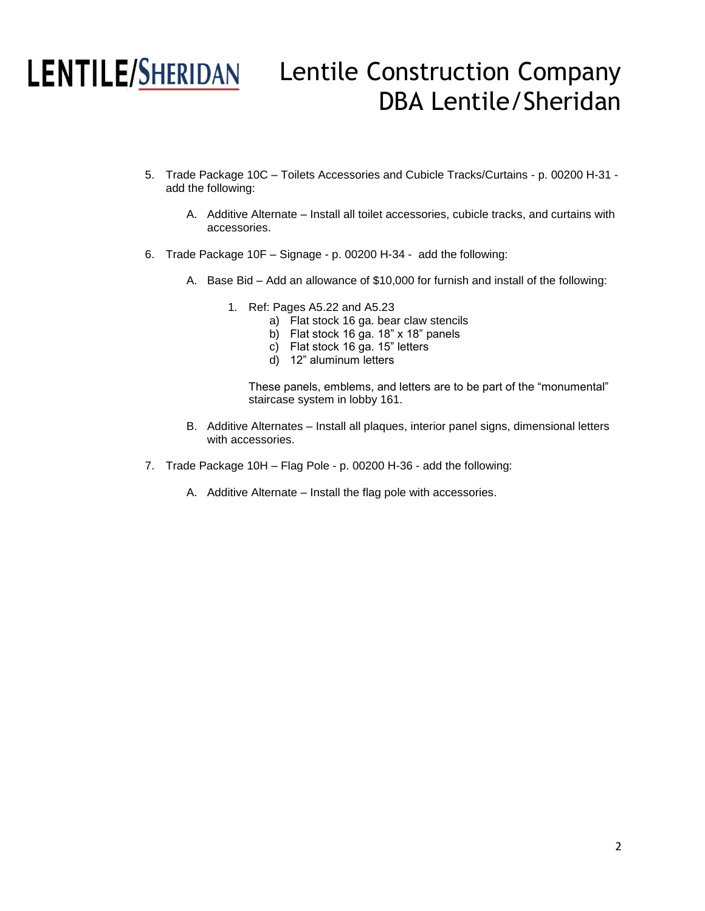5. Trade Package 10C – Toilets Accessories and Cubicle Tracks/Curtains - p. 00200 H-31 - add the following:

    A. Additive Alternate – Install all toilet accessories, cubicle tracks, and curtains with accessories.

6. Trade Package 10F – Signage - p. 00200 H-34 - add the following:

    A. Base Bid – Add an allowance of $10,000 for furnish and install of the following:

        1. Ref: Pages A5.22 and A5.23
            a) Flat stock 16 ga. bear claw stencils
            b) Flat stock 16 ga. 18" x 18" panels
            c) Flat stock 16 ga. 15" letters
            d) 12" aluminum letters

            These panels, emblems, and letters are to be part of the "monumental" staircase system in lobby 161.

    B. Additive Alternates – Install all plaques, interior panel signs, dimensional letters with accessories.

7. Trade Package 10H – Flag Pole - p. 00200 H-36 - add the following:

    A. Additive Alternate – Install the flag pole with accessories.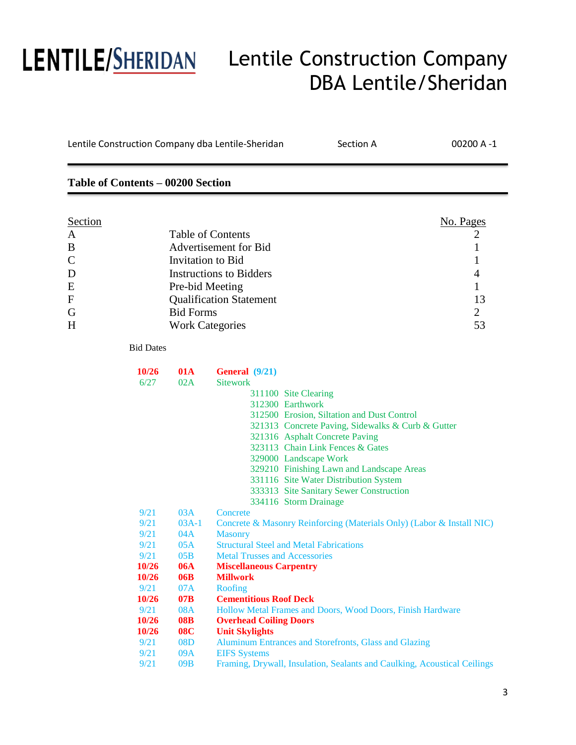# LENTILE/SHERIDAN

# Lentile Construction Company DBA Lentile/Sheridan

Lentile Construction Company dba Lentile-Sheridan    Section A    00200 A -1

## Table of Contents – 00200 Section

| Section | | No. Pages |
|---|---|---|
| A | Table of Contents | 2 |
| B | Advertisement for Bid | 1 |
| C | Invitation to Bid | 1 |
| D | Instructions to Bidders | 4 |
| E | Pre-bid Meeting | 1 |
| F | Qualification Statement | 13 |
| G | Bid Forms | 2 |
| H | Work Categories | 53 |

Bid Dates

| | | |
|---|---|---|
| **10/26** | **01A** | **General (9/21)** |
| 6/27 | 02A | Sitework |
| | | 311100 Site Clearing |
| | | 312300 Earthwork |
| | | 312500 Erosion, Siltation and Dust Control |
| | | 321313 Concrete Paving, Sidewalks & Curb & Gutter |
| | | 321316 Asphalt Concrete Paving |
| | | 323113 Chain Link Fences & Gates |
| | | 329000 Landscape Work |
| | | 329210 Finishing Lawn and Landscape Areas |
| | | 331116 Site Water Distribution System |
| | | 333313 Site Sanitary Sewer Construction |
| | | 334116 Storm Drainage |
| 9/21 | 03A | Concrete |
| 9/21 | 03A-1 | Concrete & Masonry Reinforcing (Materials Only) (Labor & Install NIC) |
| 9/21 | 04A | Masonry |
| 9/21 | 05A | Structural Steel and Metal Fabrications |
| 9/21 | 05B | Metal Trusses and Accessories |
| **10/26** | **06A** | **Miscellaneous Carpentry** |
| **10/26** | **06B** | **Millwork** |
| 9/21 | 07A | Roofing |
| **10/26** | **07B** | **Cementitious Roof Deck** |
| 9/21 | 08A | Hollow Metal Frames and Doors, Wood Doors, Finish Hardware |
| **10/26** | **08B** | **Overhead Coiling Doors** |
| **10/26** | **08C** | **Unit Skylights** |
| 9/21 | 08D | Aluminum Entrances and Storefronts, Glass and Glazing |
| 9/21 | 09A | EIFS Systems |
| 9/21 | 09B | Framing, Drywall, Insulation, Sealants and Caulking, Acoustical Ceilings |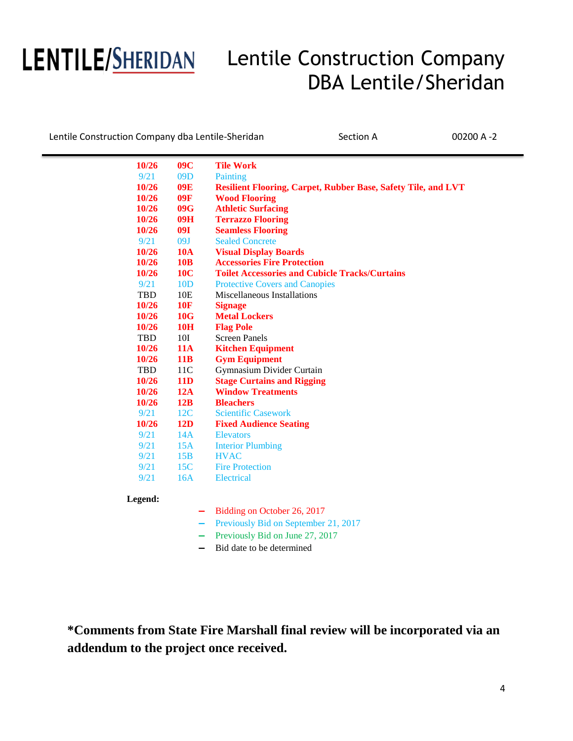| | | |
|---|---|---|
| **10/26** | **09C** | **Tile Work** |
| 9/21 | 09D | Painting |
| **10/26** | **09E** | **Resilient Flooring, Carpet, Rubber Base, Safety Tile, and LVT** |
| **10/26** | **09F** | **Wood Flooring** |
| **10/26** | **09G** | **Athletic Surfacing** |
| **10/26** | **09H** | **Terrazzo Flooring** |
| **10/26** | **09I** | **Seamless Flooring** |
| 9/21 | 09J | Sealed Concrete |
| **10/26** | **10A** | **Visual Display Boards** |
| **10/26** | **10B** | **Accessories Fire Protection** |
| **10/26** | **10C** | **Toilet Accessories and Cubicle Tracks/Curtains** |
| 9/21 | 10D | Protective Covers and Canopies |
| TBD | 10E | Miscellaneous Installations |
| **10/26** | **10F** | **Signage** |
| **10/26** | **10G** | **Metal Lockers** |
| **10/26** | **10H** | **Flag Pole** |
| TBD | 10I | Screen Panels |
| **10/26** | **11A** | **Kitchen Equipment** |
| **10/26** | **11B** | **Gym Equipment** |
| TBD | 11C | Gymnasium Divider Curtain |
| **10/26** | **11D** | **Stage Curtains and Rigging** |
| **10/26** | **12A** | **Window Treatments** |
| **10/26** | **12B** | **Bleachers** |
| 9/21 | 12C | Scientific Casework |
| **10/26** | **12D** | **Fixed Audience Seating** |
| 9/21 | 14A | Elevators |
| 9/21 | 15A | Interior Plumbing |
| 9/21 | 15B | HVAC |
| 9/21 | 15C | Fire Protection |
| 9/21 | 16A | Electrical |

**Legend:**

- Bidding on October 26, 2017
- Previously Bid on September 21, 2017
- Previously Bid on June 27, 2017
- Bid date to be determined

**\*Comments from State Fire Marshall final review will be incorporated via an addendum to the project once received.**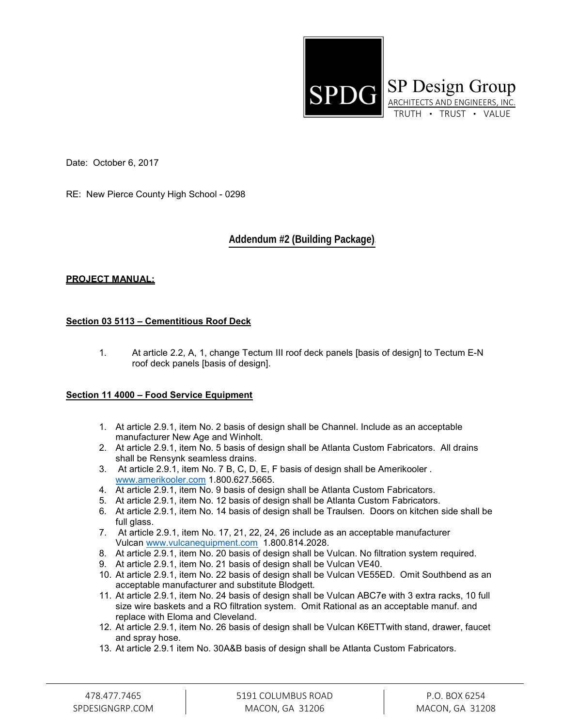SPDG

SP Design Group

ARCHITECTS AND ENGINEERS, INC.

TRUTH • TRUST • VALUE

Date: October 6, 2017

RE: New Pierce County High School - 0298

## Addendum #2 (Building Package)

**PROJECT MANUAL:**

**Section 03 5113 – Cementitious Roof Deck**

1. At article 2.2, A, 1, change Tectum III roof deck panels [basis of design] to Tectum E-N roof deck panels [basis of design].

**Section 11 4000 – Food Service Equipment**

1. At article 2.9.1, item No. 2 basis of design shall be Channel. Include as an acceptable manufacturer New Age and Winholt.
2. At article 2.9.1, item No. 5 basis of design shall be Atlanta Custom Fabricators. All drains shall be Rensynk seamless drains.
3. At article 2.9.1, item No. 7 B, C, D, E, F basis of design shall be Amerikooler . www.amerikooler.com 1.800.627.5665.
4. At article 2.9.1, item No. 9 basis of design shall be Atlanta Custom Fabricators.
5. At article 2.9.1, item No. 12 basis of design shall be Atlanta Custom Fabricators.
6. At article 2.9.1, item No. 14 basis of design shall be Traulsen. Doors on kitchen side shall be full glass.
7. At article 2.9.1, item No. 17, 21, 22, 24, 26 include as an acceptable manufacturer Vulcan www.vulcanequipment.com 1.800.814.2028.
8. At article 2.9.1, item No. 20 basis of design shall be Vulcan. No filtration system required.
9. At article 2.9.1, item No. 21 basis of design shall be Vulcan VE40.
10. At article 2.9.1, item No. 22 basis of design shall be Vulcan VE55ED. Omit Southbend as an acceptable manufacturer and substitute Blodgett.
11. At article 2.9.1, item No. 24 basis of design shall be Vulcan ABC7e with 3 extra racks, 10 full size wire baskets and a RO filtration system. Omit Rational as an acceptable manuf. and replace with Eloma and Cleveland.
12. At article 2.9.1, item No. 26 basis of design shall be Vulcan K6ETTwith stand, drawer, faucet and spray hose.
13. At article 2.9.1 item No. 30A&B basis of design shall be Atlanta Custom Fabricators.

478.477.7465 | 5191 COLUMBUS ROAD | P.O. BOX 6254
SPDESIGNGRP.COM | MACON, GA 31206 | MACON, GA 31208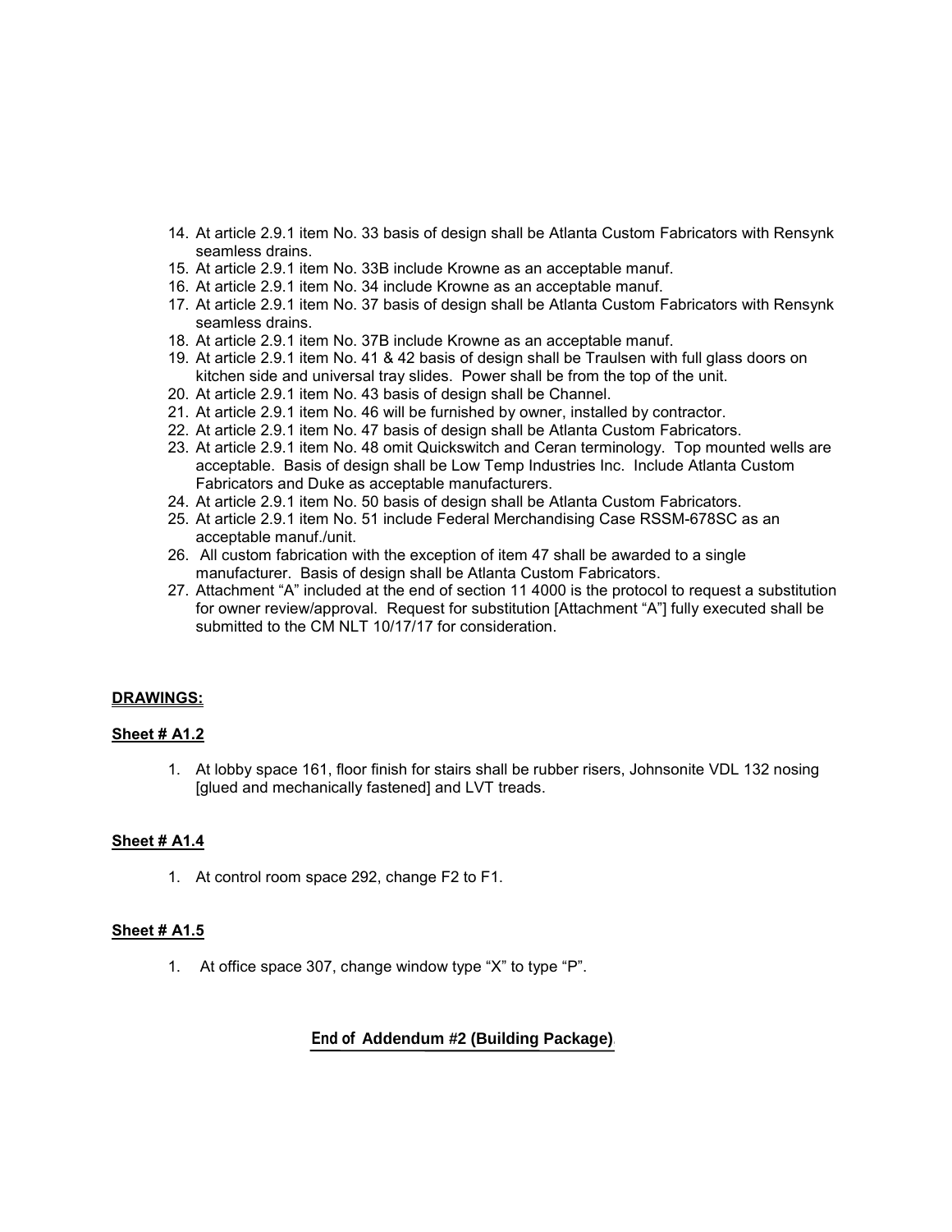14. At article 2.9.1 item No. 33 basis of design shall be Atlanta Custom Fabricators with Rensynk seamless drains.
15. At article 2.9.1 item No. 33B include Krowne as an acceptable manuf.
16. At article 2.9.1 item No. 34 include Krowne as an acceptable manuf.
17. At article 2.9.1 item No. 37 basis of design shall be Atlanta Custom Fabricators with Rensynk seamless drains.
18. At article 2.9.1 item No. 37B include Krowne as an acceptable manuf.
19. At article 2.9.1 item No. 41 & 42 basis of design shall be Traulsen with full glass doors on kitchen side and universal tray slides. Power shall be from the top of the unit.
20. At article 2.9.1 item No. 43 basis of design shall be Channel.
21. At article 2.9.1 item No. 46 will be furnished by owner, installed by contractor.
22. At article 2.9.1 item No. 47 basis of design shall be Atlanta Custom Fabricators.
23. At article 2.9.1 item No. 48 omit Quickswitch and Ceran terminology. Top mounted wells are acceptable. Basis of design shall be Low Temp Industries Inc. Include Atlanta Custom Fabricators and Duke as acceptable manufacturers.
24. At article 2.9.1 item No. 50 basis of design shall be Atlanta Custom Fabricators.
25. At article 2.9.1 item No. 51 include Federal Merchandising Case RSSM-678SC as an acceptable manuf./unit.
26. All custom fabrication with the exception of item 47 shall be awarded to a single manufacturer. Basis of design shall be Atlanta Custom Fabricators.
27. Attachment "A" included at the end of section 11 4000 is the protocol to request a substitution for owner review/approval. Request for substitution [Attachment "A"] fully executed shall be submitted to the CM NLT 10/17/17 for consideration.

**DRAWINGS:**

**Sheet # A1.2**

1. At lobby space 161, floor finish for stairs shall be rubber risers, Johnsonite VDL 132 nosing [glued and mechanically fastened] and LVT treads.

**Sheet # A1.4**

1. At control room space 292, change F2 to F1.

**Sheet # A1.5**

1. At office space 307, change window type "X" to type "P".

**End of Addendum #2 (Building Package)**